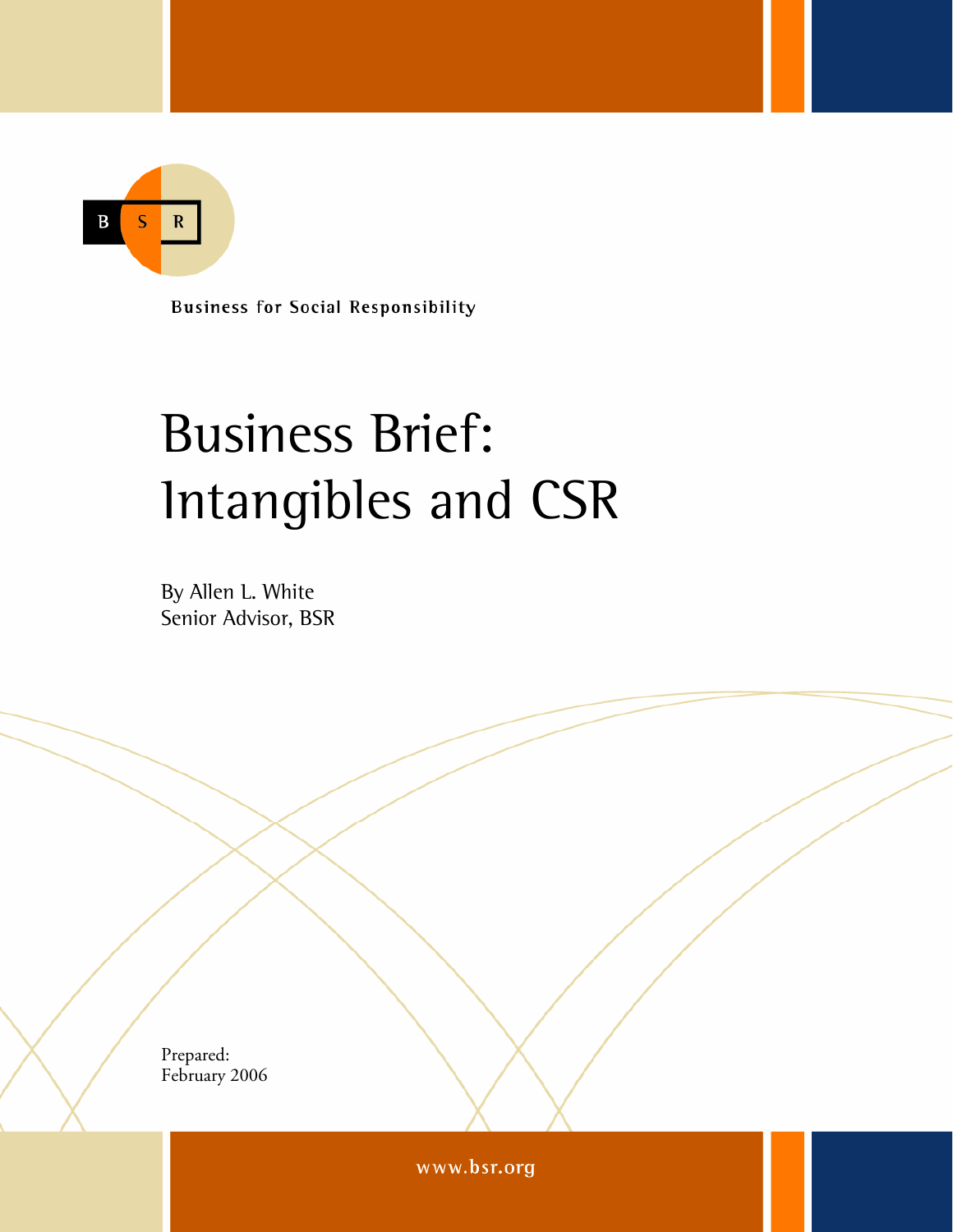B S R

Business for Social Responsibility

# Business Brief: Intangibles and CSR

By Allen L. White
Senior Advisor, BSR

Prepared:
February 2006

www.bsr.org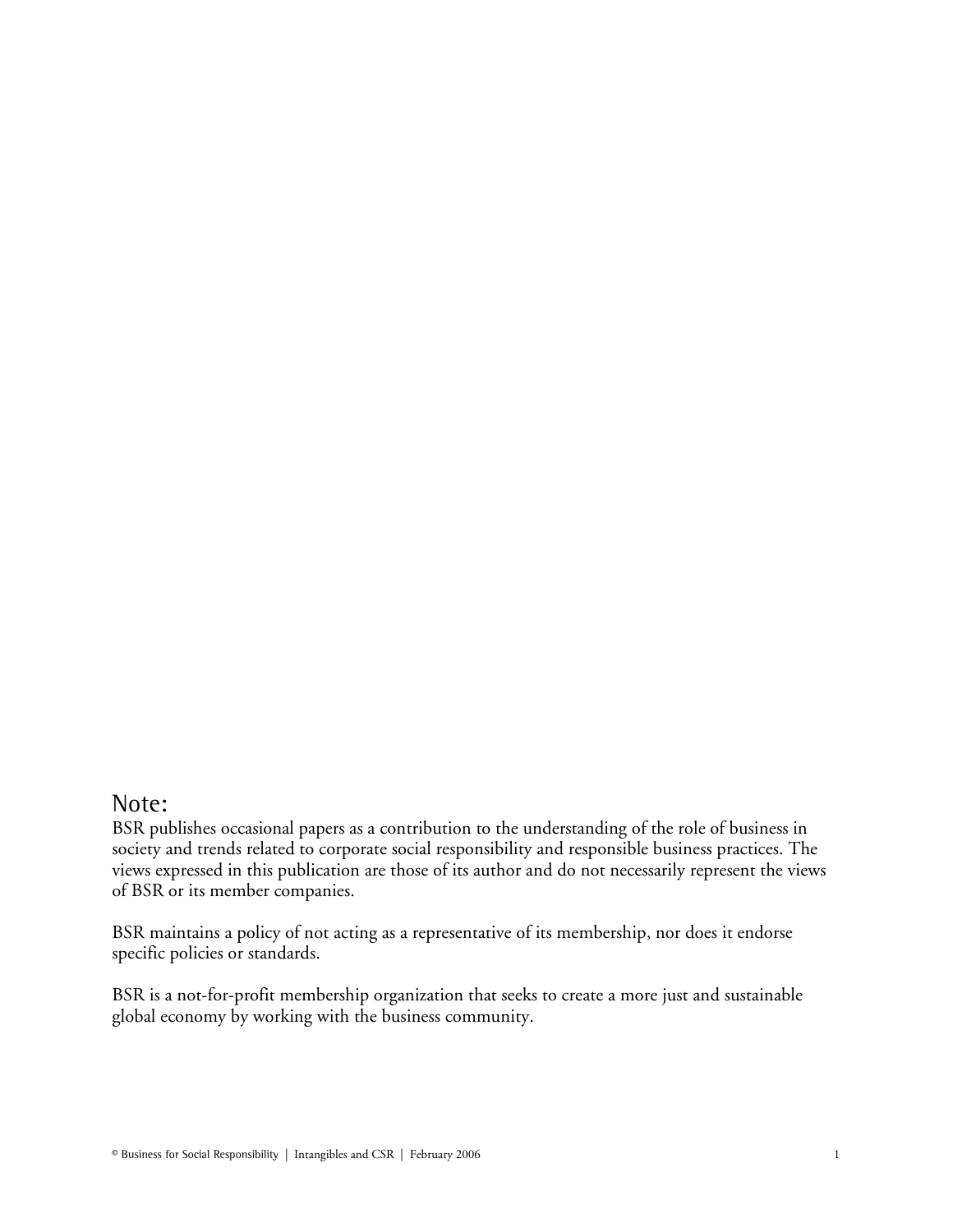## Note:

BSR publishes occasional papers as a contribution to the understanding of the role of business in society and trends related to corporate social responsibility and responsible business practices. The views expressed in this publication are those of its author and do not necessarily represent the views of BSR or its member companies.

BSR maintains a policy of not acting as a representative of its membership, nor does it endorse specific policies or standards.

BSR is a not-for-profit membership organization that seeks to create a more just and sustainable global economy by working with the business community.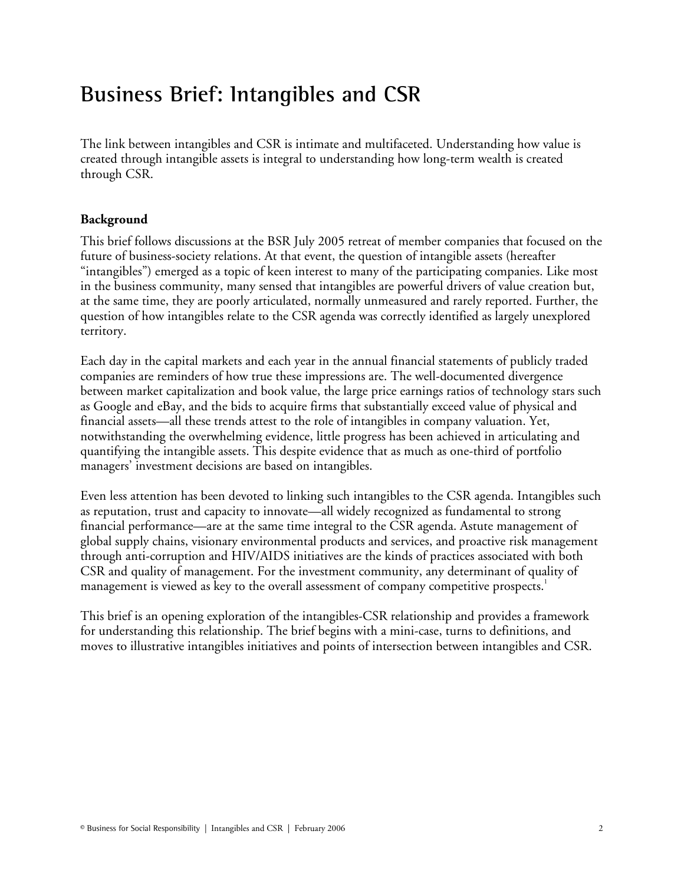# Business Brief: Intangibles and CSR

The link between intangibles and CSR is intimate and multifaceted. Understanding how value is created through intangible assets is integral to understanding how long-term wealth is created through CSR.

### Background

This brief follows discussions at the BSR July 2005 retreat of member companies that focused on the future of business-society relations. At that event, the question of intangible assets (hereafter "intangibles") emerged as a topic of keen interest to many of the participating companies. Like most in the business community, many sensed that intangibles are powerful drivers of value creation but, at the same time, they are poorly articulated, normally unmeasured and rarely reported. Further, the question of how intangibles relate to the CSR agenda was correctly identified as largely unexplored territory.

Each day in the capital markets and each year in the annual financial statements of publicly traded companies are reminders of how true these impressions are. The well-documented divergence between market capitalization and book value, the large price earnings ratios of technology stars such as Google and eBay, and the bids to acquire firms that substantially exceed value of physical and financial assets—all these trends attest to the role of intangibles in company valuation. Yet, notwithstanding the overwhelming evidence, little progress has been achieved in articulating and quantifying the intangible assets. This despite evidence that as much as one-third of portfolio managers' investment decisions are based on intangibles.

Even less attention has been devoted to linking such intangibles to the CSR agenda. Intangibles such as reputation, trust and capacity to innovate—all widely recognized as fundamental to strong financial performance—are at the same time integral to the CSR agenda. Astute management of global supply chains, visionary environmental products and services, and proactive risk management through anti-corruption and HIV/AIDS initiatives are the kinds of practices associated with both CSR and quality of management. For the investment community, any determinant of quality of management is viewed as key to the overall assessment of company competitive prospects.[1]

This brief is an opening exploration of the intangibles-CSR relationship and provides a framework for understanding this relationship. The brief begins with a mini-case, turns to definitions, and moves to illustrative intangibles initiatives and points of intersection between intangibles and CSR.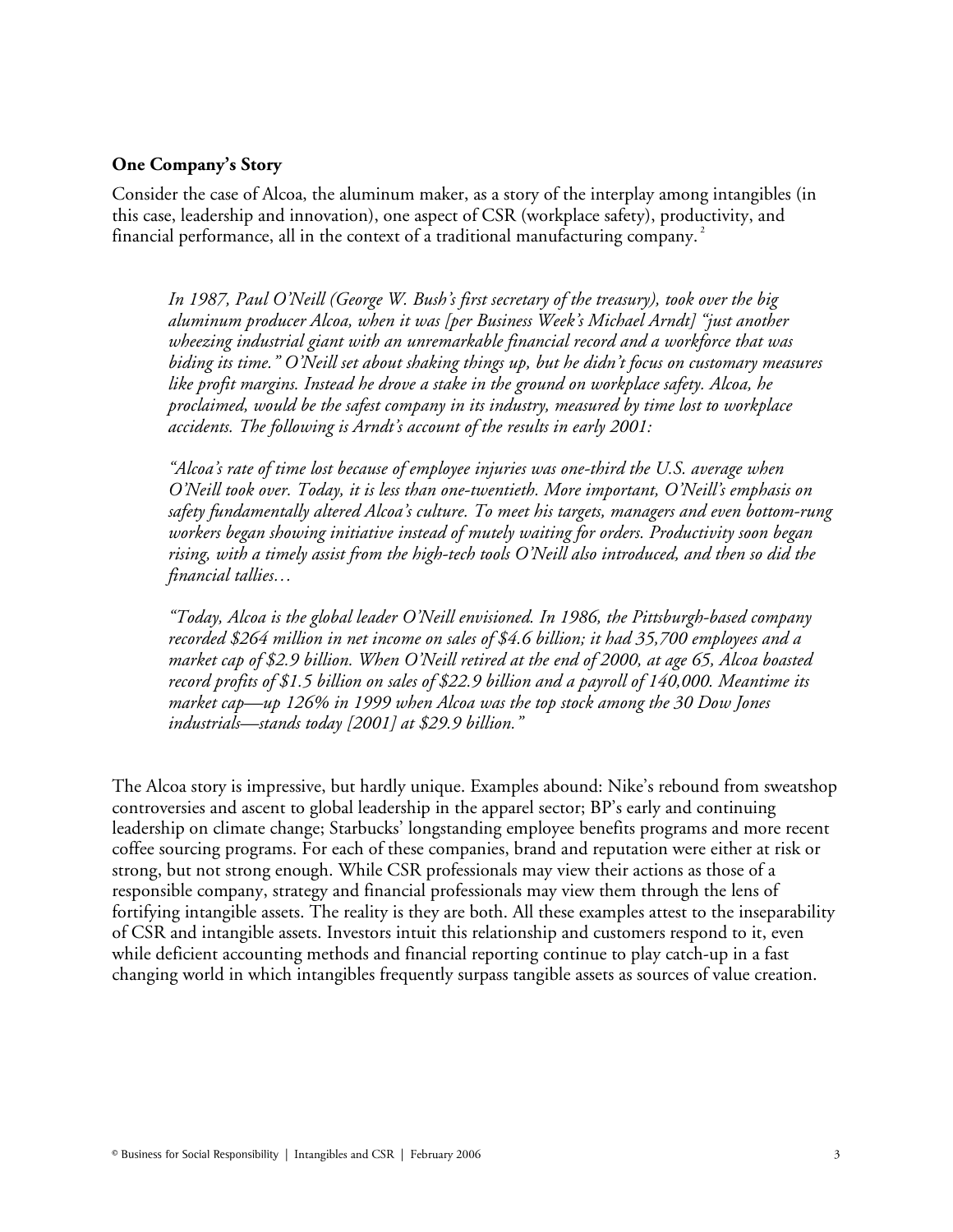**One Company's Story**

Consider the case of Alcoa, the aluminum maker, as a story of the interplay among intangibles (in this case, leadership and innovation), one aspect of CSR (workplace safety), productivity, and financial performance, all in the context of a traditional manufacturing company. [2]

> *In 1987, Paul O'Neill (George W. Bush's first secretary of the treasury), took over the big aluminum producer Alcoa, when it was [per Business Week's Michael Arndt] "just another wheezing industrial giant with an unremarkable financial record and a workforce that was biding its time." O'Neill set about shaking things up, but he didn't focus on customary measures like profit margins. Instead he drove a stake in the ground on workplace safety. Alcoa, he proclaimed, would be the safest company in its industry, measured by time lost to workplace accidents. The following is Arndt's account of the results in early 2001:*
>
> *"Alcoa's rate of time lost because of employee injuries was one-third the U.S. average when O'Neill took over. Today, it is less than one-twentieth. More important, O'Neill's emphasis on safety fundamentally altered Alcoa's culture. To meet his targets, managers and even bottom-rung workers began showing initiative instead of mutely waiting for orders. Productivity soon began rising, with a timely assist from the high-tech tools O'Neill also introduced, and then so did the financial tallies…*
>
> *"Today, Alcoa is the global leader O'Neill envisioned. In 1986, the Pittsburgh-based company recorded $264 million in net income on sales of $4.6 billion; it had 35,700 employees and a market cap of $2.9 billion. When O'Neill retired at the end of 2000, at age 65, Alcoa boasted record profits of $1.5 billion on sales of $22.9 billion and a payroll of 140,000. Meantime its market cap—up 126% in 1999 when Alcoa was the top stock among the 30 Dow Jones industrials—stands today [2001] at $29.9 billion."*

The Alcoa story is impressive, but hardly unique. Examples abound: Nike's rebound from sweatshop controversies and ascent to global leadership in the apparel sector; BP's early and continuing leadership on climate change; Starbucks' longstanding employee benefits programs and more recent coffee sourcing programs. For each of these companies, brand and reputation were either at risk or strong, but not strong enough. While CSR professionals may view their actions as those of a responsible company, strategy and financial professionals may view them through the lens of fortifying intangible assets. The reality is they are both. All these examples attest to the inseparability of CSR and intangible assets. Investors intuit this relationship and customers respond to it, even while deficient accounting methods and financial reporting continue to play catch-up in a fast changing world in which intangibles frequently surpass tangible assets as sources of value creation.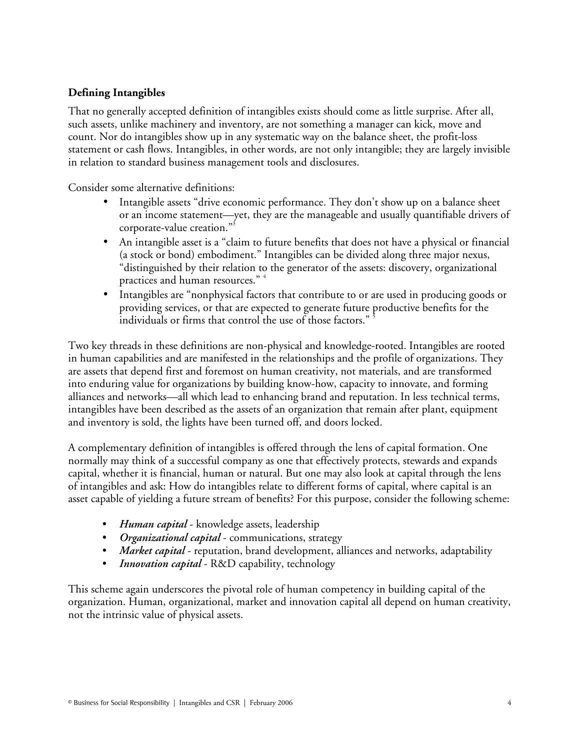## Defining Intangibles

That no generally accepted definition of intangibles exists should come as little surprise. After all, such assets, unlike machinery and inventory, are not something a manager can kick, move and count. Nor do intangibles show up in any systematic way on the balance sheet, the profit-loss statement or cash flows. Intangibles, in other words, are not only intangible; they are largely invisible in relation to standard business management tools and disclosures.

Consider some alternative definitions:

- Intangible assets "drive economic performance. They don't show up on a balance sheet or an income statement—yet, they are the manageable and usually quantifiable drivers of corporate-value creation."[3]
- An intangible asset is a "claim to future benefits that does not have a physical or financial (a stock or bond) embodiment." Intangibles can be divided along three major nexus, "distinguished by their relation to the generator of the assets: discovery, organizational practices and human resources." [4]
- Intangibles are "nonphysical factors that contribute to or are used in producing goods or providing services, or that are expected to generate future productive benefits for the individuals or firms that control the use of those factors." [5]

Two key threads in these definitions are non-physical and knowledge-rooted. Intangibles are rooted in human capabilities and are manifested in the relationships and the profile of organizations. They are assets that depend first and foremost on human creativity, not materials, and are transformed into enduring value for organizations by building know-how, capacity to innovate, and forming alliances and networks—all which lead to enhancing brand and reputation. In less technical terms, intangibles have been described as the assets of an organization that remain after plant, equipment and inventory is sold, the lights have been turned off, and doors locked.

A complementary definition of intangibles is offered through the lens of capital formation. One normally may think of a successful company as one that effectively protects, stewards and expands capital, whether it is financial, human or natural. But one may also look at capital through the lens of intangibles and ask: How do intangibles relate to different forms of capital, where capital is an asset capable of yielding a future stream of benefits? For this purpose, consider the following scheme:

- ***Human capital*** - knowledge assets, leadership
- ***Organizational capital*** - communications, strategy
- ***Market capital*** - reputation, brand development, alliances and networks, adaptability
- ***Innovation capital*** - R&D capability, technology

This scheme again underscores the pivotal role of human competency in building capital of the organization. Human, organizational, market and innovation capital all depend on human creativity, not the intrinsic value of physical assets.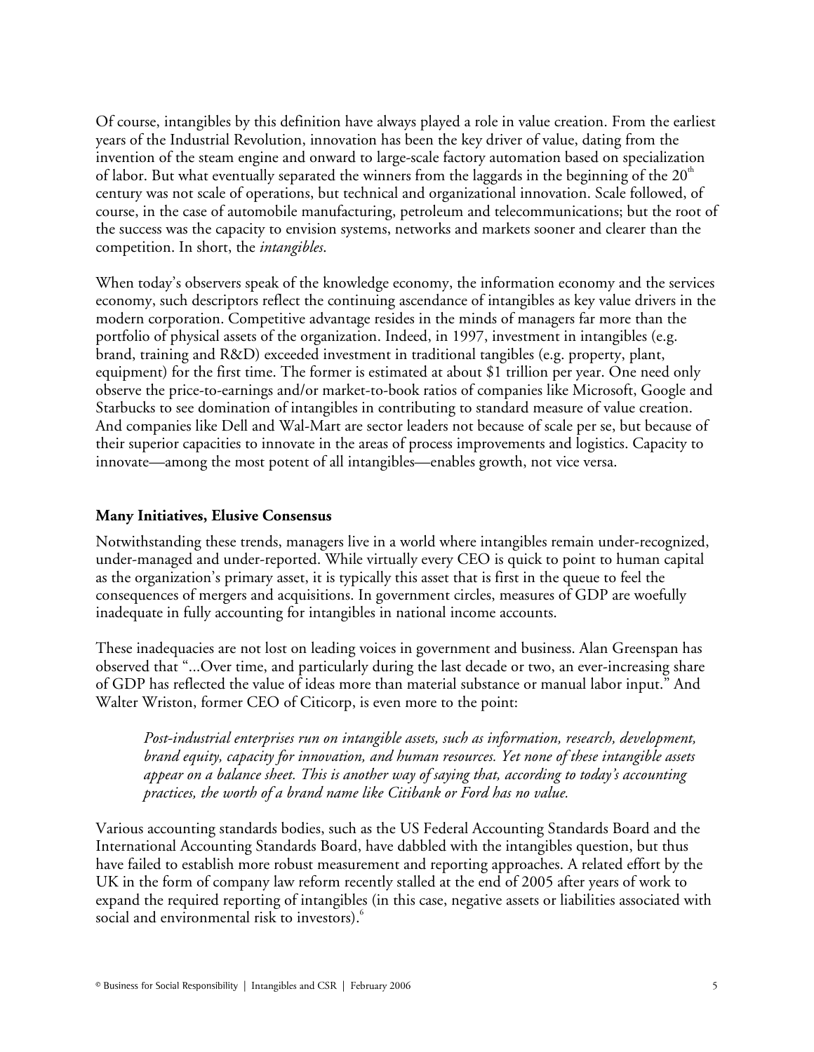Of course, intangibles by this definition have always played a role in value creation. From the earliest years of the Industrial Revolution, innovation has been the key driver of value, dating from the invention of the steam engine and onward to large-scale factory automation based on specialization of labor. But what eventually separated the winners from the laggards in the beginning of the 20th century was not scale of operations, but technical and organizational innovation. Scale followed, of course, in the case of automobile manufacturing, petroleum and telecommunications; but the root of the success was the capacity to envision systems, networks and markets sooner and clearer than the competition. In short, the *intangibles*.

When today's observers speak of the knowledge economy, the information economy and the services economy, such descriptors reflect the continuing ascendance of intangibles as key value drivers in the modern corporation. Competitive advantage resides in the minds of managers far more than the portfolio of physical assets of the organization. Indeed, in 1997, investment in intangibles (e.g. brand, training and R&D) exceeded investment in traditional tangibles (e.g. property, plant, equipment) for the first time. The former is estimated at about $1 trillion per year. One need only observe the price-to-earnings and/or market-to-book ratios of companies like Microsoft, Google and Starbucks to see domination of intangibles in contributing to standard measure of value creation. And companies like Dell and Wal-Mart are sector leaders not because of scale per se, but because of their superior capacities to innovate in the areas of process improvements and logistics. Capacity to innovate—among the most potent of all intangibles—enables growth, not vice versa.

### Many Initiatives, Elusive Consensus

Notwithstanding these trends, managers live in a world where intangibles remain under-recognized, under-managed and under-reported. While virtually every CEO is quick to point to human capital as the organization's primary asset, it is typically this asset that is first in the queue to feel the consequences of mergers and acquisitions. In government circles, measures of GDP are woefully inadequate in fully accounting for intangibles in national income accounts.

These inadequacies are not lost on leading voices in government and business. Alan Greenspan has observed that "...Over time, and particularly during the last decade or two, an ever-increasing share of GDP has reflected the value of ideas more than material substance or manual labor input." And Walter Wriston, former CEO of Citicorp, is even more to the point:

> *Post-industrial enterprises run on intangible assets, such as information, research, development, brand equity, capacity for innovation, and human resources. Yet none of these intangible assets appear on a balance sheet. This is another way of saying that, according to today's accounting practices, the worth of a brand name like Citibank or Ford has no value.*

Various accounting standards bodies, such as the US Federal Accounting Standards Board and the International Accounting Standards Board, have dabbled with the intangibles question, but thus have failed to establish more robust measurement and reporting approaches. A related effort by the UK in the form of company law reform recently stalled at the end of 2005 after years of work to expand the required reporting of intangibles (in this case, negative assets or liabilities associated with social and environmental risk to investors).[6]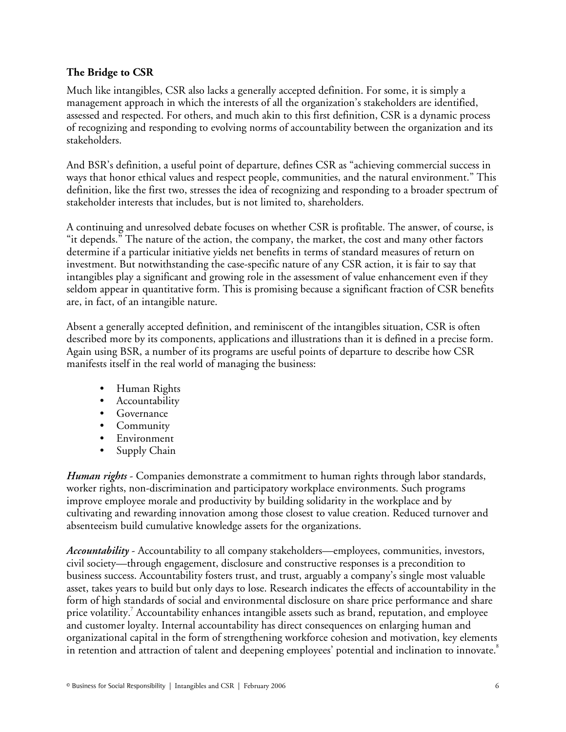### The Bridge to CSR

Much like intangibles, CSR also lacks a generally accepted definition. For some, it is simply a management approach in which the interests of all the organization's stakeholders are identified, assessed and respected. For others, and much akin to this first definition, CSR is a dynamic process of recognizing and responding to evolving norms of accountability between the organization and its stakeholders.

And BSR's definition, a useful point of departure, defines CSR as "achieving commercial success in ways that honor ethical values and respect people, communities, and the natural environment." This definition, like the first two, stresses the idea of recognizing and responding to a broader spectrum of stakeholder interests that includes, but is not limited to, shareholders.

A continuing and unresolved debate focuses on whether CSR is profitable. The answer, of course, is "it depends." The nature of the action, the company, the market, the cost and many other factors determine if a particular initiative yields net benefits in terms of standard measures of return on investment. But notwithstanding the case-specific nature of any CSR action, it is fair to say that intangibles play a significant and growing role in the assessment of value enhancement even if they seldom appear in quantitative form. This is promising because a significant fraction of CSR benefits are, in fact, of an intangible nature.

Absent a generally accepted definition, and reminiscent of the intangibles situation, CSR is often described more by its components, applications and illustrations than it is defined in a precise form. Again using BSR, a number of its programs are useful points of departure to describe how CSR manifests itself in the real world of managing the business:

- Human Rights
- Accountability
- Governance
- Community
- Environment
- Supply Chain

***Human rights*** - Companies demonstrate a commitment to human rights through labor standards, worker rights, non-discrimination and participatory workplace environments. Such programs improve employee morale and productivity by building solidarity in the workplace and by cultivating and rewarding innovation among those closest to value creation. Reduced turnover and absenteeism build cumulative knowledge assets for the organizations.

***Accountability*** - Accountability to all company stakeholders—employees, communities, investors, civil society—through engagement, disclosure and constructive responses is a precondition to business success. Accountability fosters trust, and trust, arguably a company's single most valuable asset, takes years to build but only days to lose. Research indicates the effects of accountability in the form of high standards of social and environmental disclosure on share price performance and share price volatility.[7] Accountability enhances intangible assets such as brand, reputation, and employee and customer loyalty. Internal accountability has direct consequences on enlarging human and organizational capital in the form of strengthening workforce cohesion and motivation, key elements in retention and attraction of talent and deepening employees' potential and inclination to innovate.[8]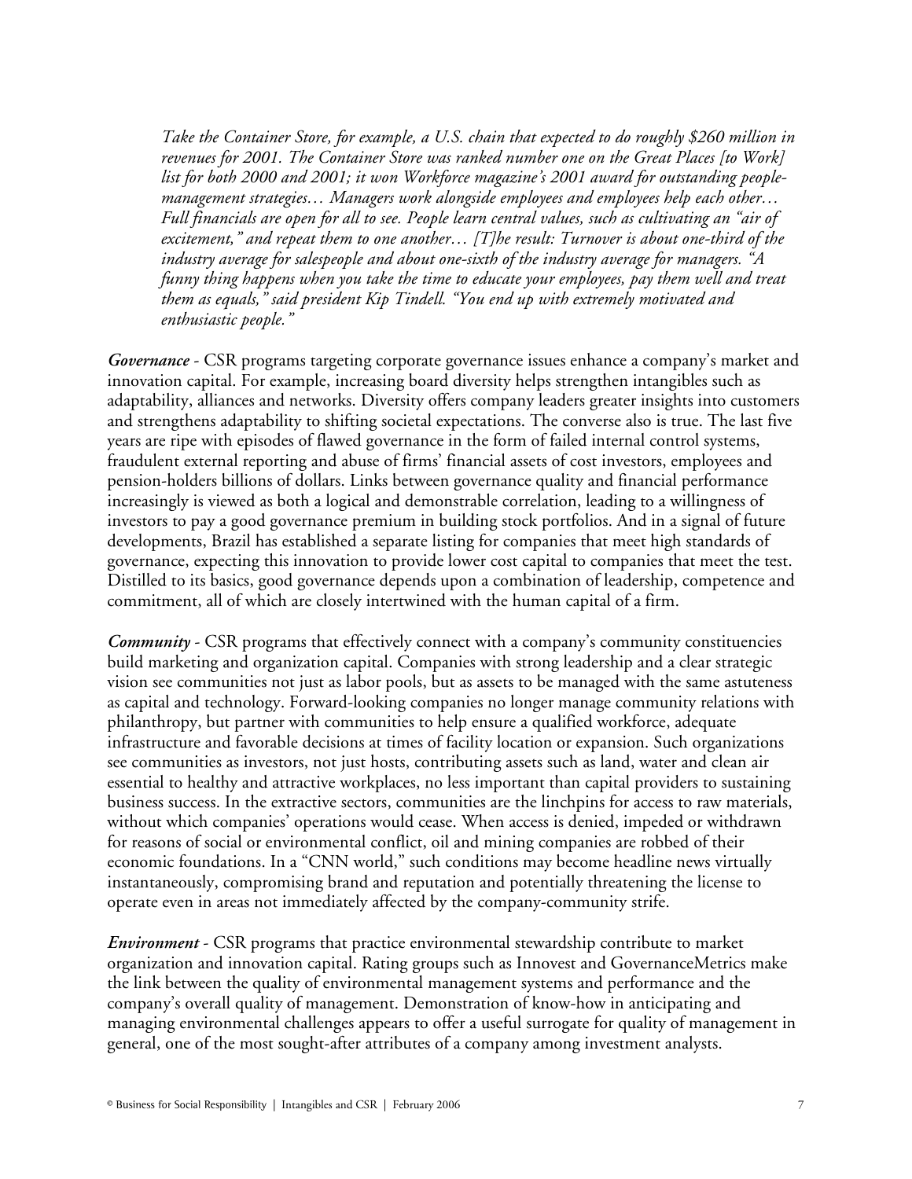*Take the Container Store, for example, a U.S. chain that expected to do roughly $260 million in revenues for 2001. The Container Store was ranked number one on the Great Places [to Work] list for both 2000 and 2001; it won Workforce magazine's 2001 award for outstanding people-management strategies… Managers work alongside employees and employees help each other… Full financials are open for all to see. People learn central values, such as cultivating an "air of excitement," and repeat them to one another… [T]he result: Turnover is about one-third of the industry average for salespeople and about one-sixth of the industry average for managers. "A funny thing happens when you take the time to educate your employees, pay them well and treat them as equals," said president Kip Tindell. "You end up with extremely motivated and enthusiastic people."*

***Governance*** - CSR programs targeting corporate governance issues enhance a company's market and innovation capital. For example, increasing board diversity helps strengthen intangibles such as adaptability, alliances and networks. Diversity offers company leaders greater insights into customers and strengthens adaptability to shifting societal expectations. The converse also is true. The last five years are ripe with episodes of flawed governance in the form of failed internal control systems, fraudulent external reporting and abuse of firms' financial assets of cost investors, employees and pension-holders billions of dollars. Links between governance quality and financial performance increasingly is viewed as both a logical and demonstrable correlation, leading to a willingness of investors to pay a good governance premium in building stock portfolios. And in a signal of future developments, Brazil has established a separate listing for companies that meet high standards of governance, expecting this innovation to provide lower cost capital to companies that meet the test. Distilled to its basics, good governance depends upon a combination of leadership, competence and commitment, all of which are closely intertwined with the human capital of a firm.

***Community*** - CSR programs that effectively connect with a company's community constituencies build marketing and organization capital. Companies with strong leadership and a clear strategic vision see communities not just as labor pools, but as assets to be managed with the same astuteness as capital and technology. Forward-looking companies no longer manage community relations with philanthropy, but partner with communities to help ensure a qualified workforce, adequate infrastructure and favorable decisions at times of facility location or expansion. Such organizations see communities as investors, not just hosts, contributing assets such as land, water and clean air essential to healthy and attractive workplaces, no less important than capital providers to sustaining business success. In the extractive sectors, communities are the linchpins for access to raw materials, without which companies' operations would cease. When access is denied, impeded or withdrawn for reasons of social or environmental conflict, oil and mining companies are robbed of their economic foundations. In a "CNN world," such conditions may become headline news virtually instantaneously, compromising brand and reputation and potentially threatening the license to operate even in areas not immediately affected by the company-community strife.

***Environment*** - CSR programs that practice environmental stewardship contribute to market organization and innovation capital. Rating groups such as Innovest and GovernanceMetrics make the link between the quality of environmental management systems and performance and the company's overall quality of management. Demonstration of know-how in anticipating and managing environmental challenges appears to offer a useful surrogate for quality of management in general, one of the most sought-after attributes of a company among investment analysts.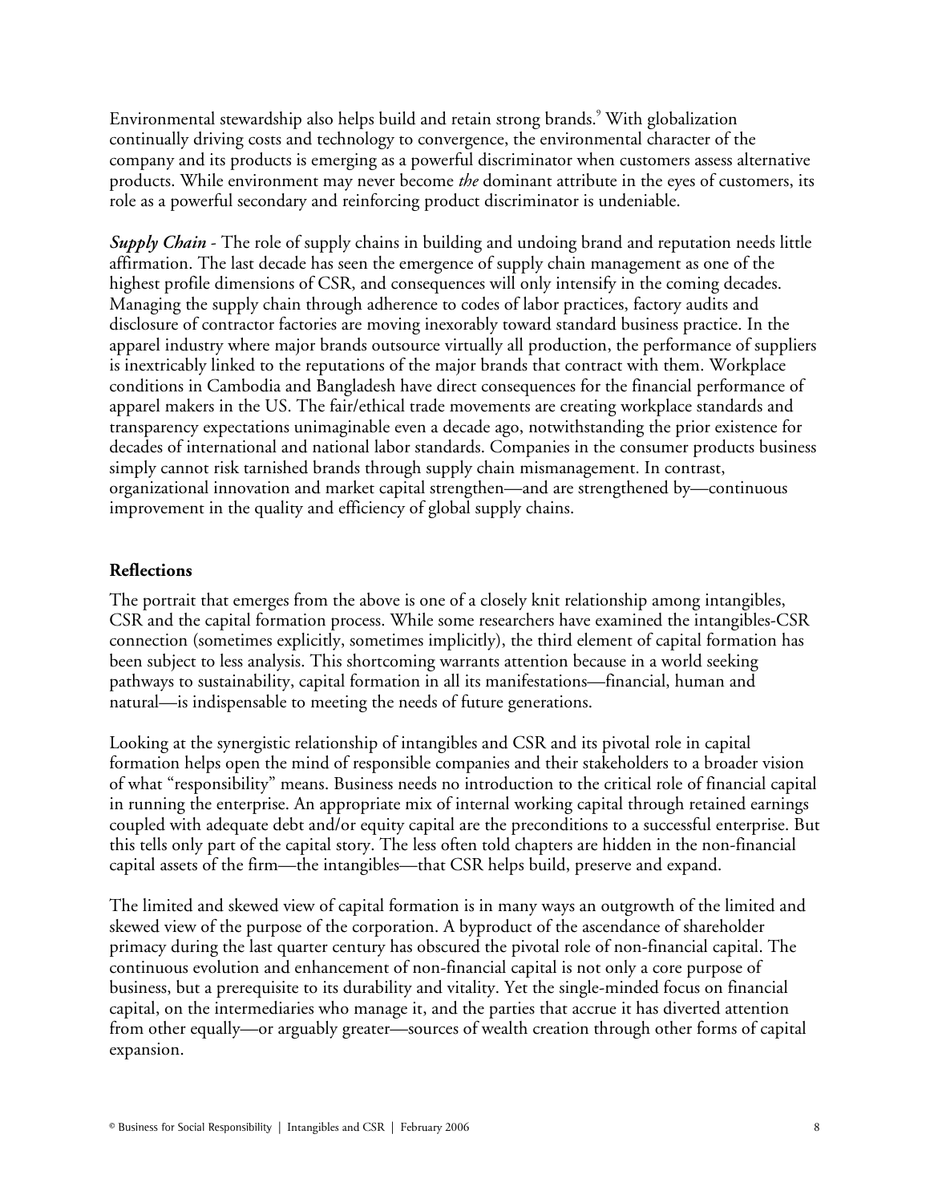Environmental stewardship also helps build and retain strong brands.[9] With globalization continually driving costs and technology to convergence, the environmental character of the company and its products is emerging as a powerful discriminator when customers assess alternative products. While environment may never become *the* dominant attribute in the eyes of customers, its role as a powerful secondary and reinforcing product discriminator is undeniable.

***Supply Chain*** - The role of supply chains in building and undoing brand and reputation needs little affirmation. The last decade has seen the emergence of supply chain management as one of the highest profile dimensions of CSR, and consequences will only intensify in the coming decades. Managing the supply chain through adherence to codes of labor practices, factory audits and disclosure of contractor factories are moving inexorably toward standard business practice. In the apparel industry where major brands outsource virtually all production, the performance of suppliers is inextricably linked to the reputations of the major brands that contract with them. Workplace conditions in Cambodia and Bangladesh have direct consequences for the financial performance of apparel makers in the US. The fair/ethical trade movements are creating workplace standards and transparency expectations unimaginable even a decade ago, notwithstanding the prior existence for decades of international and national labor standards. Companies in the consumer products business simply cannot risk tarnished brands through supply chain mismanagement. In contrast, organizational innovation and market capital strengthen—and are strengthened by—continuous improvement in the quality and efficiency of global supply chains.

## Reflections

The portrait that emerges from the above is one of a closely knit relationship among intangibles, CSR and the capital formation process. While some researchers have examined the intangibles-CSR connection (sometimes explicitly, sometimes implicitly), the third element of capital formation has been subject to less analysis. This shortcoming warrants attention because in a world seeking pathways to sustainability, capital formation in all its manifestations—financial, human and natural—is indispensable to meeting the needs of future generations.

Looking at the synergistic relationship of intangibles and CSR and its pivotal role in capital formation helps open the mind of responsible companies and their stakeholders to a broader vision of what "responsibility" means. Business needs no introduction to the critical role of financial capital in running the enterprise. An appropriate mix of internal working capital through retained earnings coupled with adequate debt and/or equity capital are the preconditions to a successful enterprise. But this tells only part of the capital story. The less often told chapters are hidden in the non-financial capital assets of the firm—the intangibles—that CSR helps build, preserve and expand.

The limited and skewed view of capital formation is in many ways an outgrowth of the limited and skewed view of the purpose of the corporation. A byproduct of the ascendance of shareholder primacy during the last quarter century has obscured the pivotal role of non-financial capital. The continuous evolution and enhancement of non-financial capital is not only a core purpose of business, but a prerequisite to its durability and vitality. Yet the single-minded focus on financial capital, on the intermediaries who manage it, and the parties that accrue it has diverted attention from other equally—or arguably greater—sources of wealth creation through other forms of capital expansion.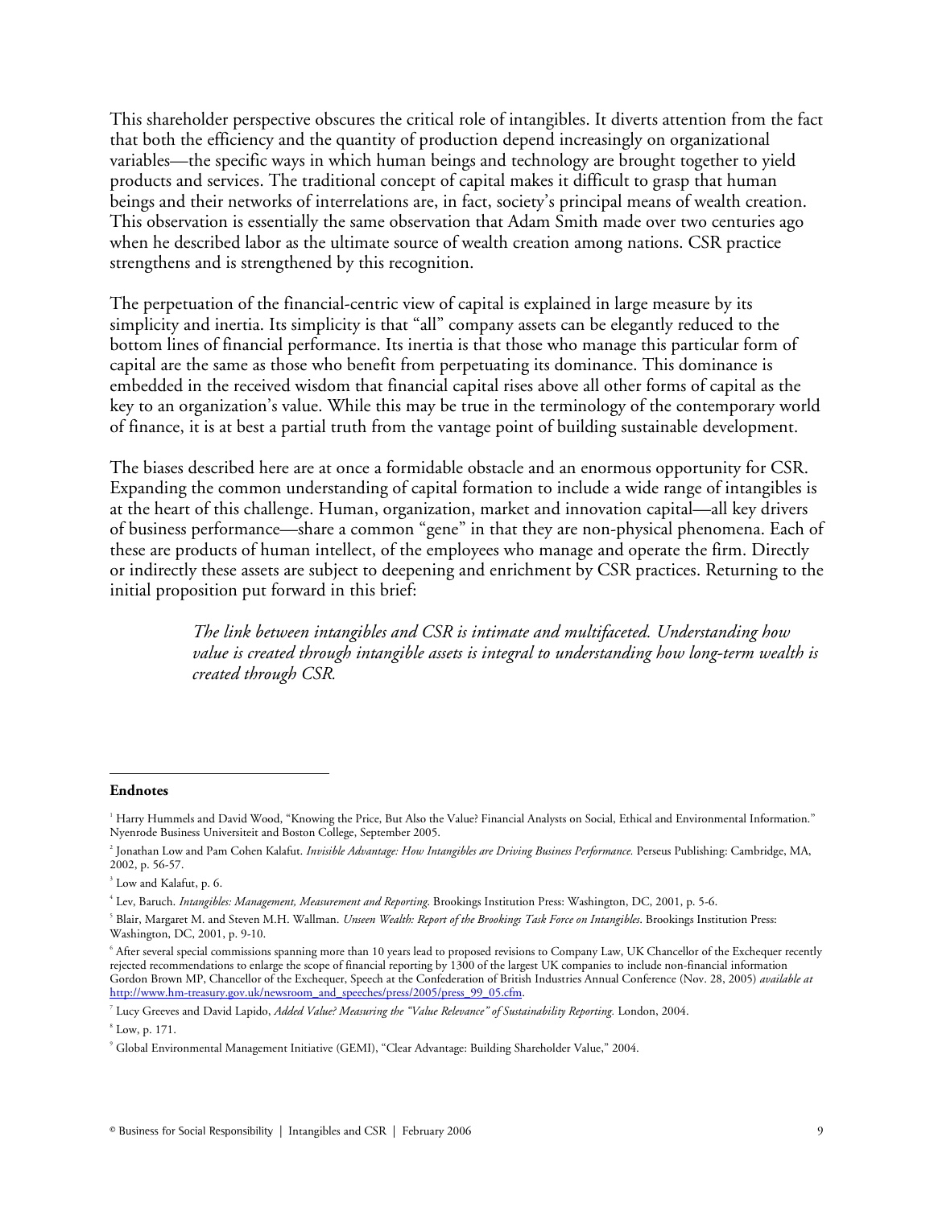This shareholder perspective obscures the critical role of intangibles. It diverts attention from the fact that both the efficiency and the quantity of production depend increasingly on organizational variables—the specific ways in which human beings and technology are brought together to yield products and services. The traditional concept of capital makes it difficult to grasp that human beings and their networks of interrelations are, in fact, society's principal means of wealth creation. This observation is essentially the same observation that Adam Smith made over two centuries ago when he described labor as the ultimate source of wealth creation among nations. CSR practice strengthens and is strengthened by this recognition.

The perpetuation of the financial-centric view of capital is explained in large measure by its simplicity and inertia. Its simplicity is that "all" company assets can be elegantly reduced to the bottom lines of financial performance. Its inertia is that those who manage this particular form of capital are the same as those who benefit from perpetuating its dominance. This dominance is embedded in the received wisdom that financial capital rises above all other forms of capital as the key to an organization's value. While this may be true in the terminology of the contemporary world of finance, it is at best a partial truth from the vantage point of building sustainable development.

The biases described here are at once a formidable obstacle and an enormous opportunity for CSR. Expanding the common understanding of capital formation to include a wide range of intangibles is at the heart of this challenge. Human, organization, market and innovation capital—all key drivers of business performance—share a common "gene" in that they are non-physical phenomena. Each of these are products of human intellect, of the employees who manage and operate the firm. Directly or indirectly these assets are subject to deepening and enrichment by CSR practices. Returning to the initial proposition put forward in this brief:

> *The link between intangibles and CSR is intimate and multifaceted. Understanding how value is created through intangible assets is integral to understanding how long-term wealth is created through CSR.*

**Endnotes**

[1] Harry Hummels and David Wood, "Knowing the Price, But Also the Value? Financial Analysts on Social, Ethical and Environmental Information." Nyenrode Business Universiteit and Boston College, September 2005.

[2] Jonathan Low and Pam Cohen Kalafut. *Invisible Advantage: How Intangibles are Driving Business Performance.* Perseus Publishing: Cambridge, MA, 2002, p. 56-57.

[3] Low and Kalafut, p. 6.

[4] Lev, Baruch. *Intangibles: Management, Measurement and Reporting*. Brookings Institution Press: Washington, DC, 2001, p. 5-6.

[5] Blair, Margaret M. and Steven M.H. Wallman. *Unseen Wealth: Report of the Brookings Task Force on Intangibles*. Brookings Institution Press: Washington, DC, 2001, p. 9-10.

[6] After several special commissions spanning more than 10 years lead to proposed revisions to Company Law, UK Chancellor of the Exchequer recently rejected recommendations to enlarge the scope of financial reporting by 1300 of the largest UK companies to include non-financial information Gordon Brown MP, Chancellor of the Exchequer, Speech at the Confederation of British Industries Annual Conference (Nov. 28, 2005) *available at* http://www.hm-treasury.gov.uk/newsroom_and_speeches/press/2005/press_99_05.cfm.

[7] Lucy Greeves and David Lapido, *Added Value? Measuring the "Value Relevance" of Sustainability Reporting.* London, 2004.

[8] Low, p. 171.

[9] Global Environmental Management Initiative (GEMI), "Clear Advantage: Building Shareholder Value," 2004.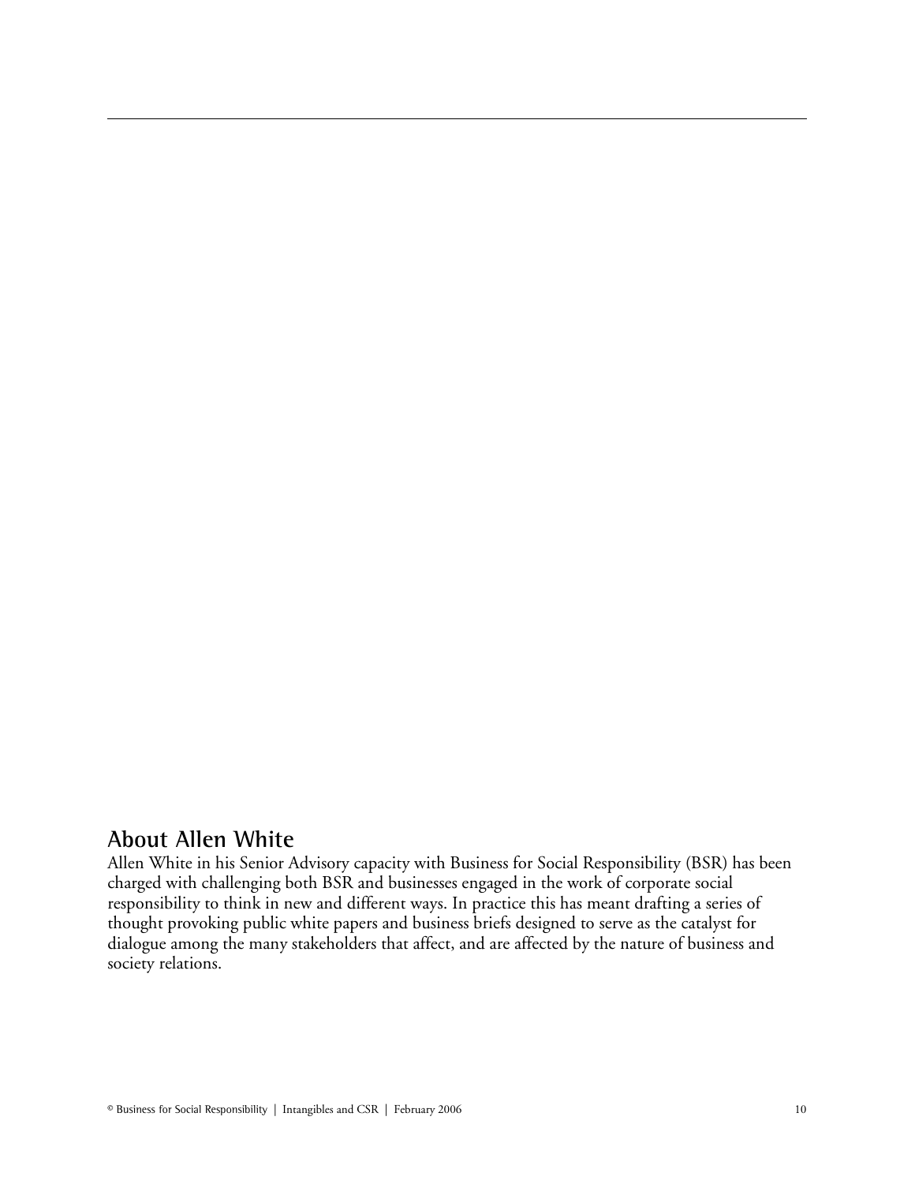## About Allen White

Allen White in his Senior Advisory capacity with Business for Social Responsibility (BSR) has been charged with challenging both BSR and businesses engaged in the work of corporate social responsibility to think in new and different ways. In practice this has meant drafting a series of thought provoking public white papers and business briefs designed to serve as the catalyst for dialogue among the many stakeholders that affect, and are affected by the nature of business and society relations.